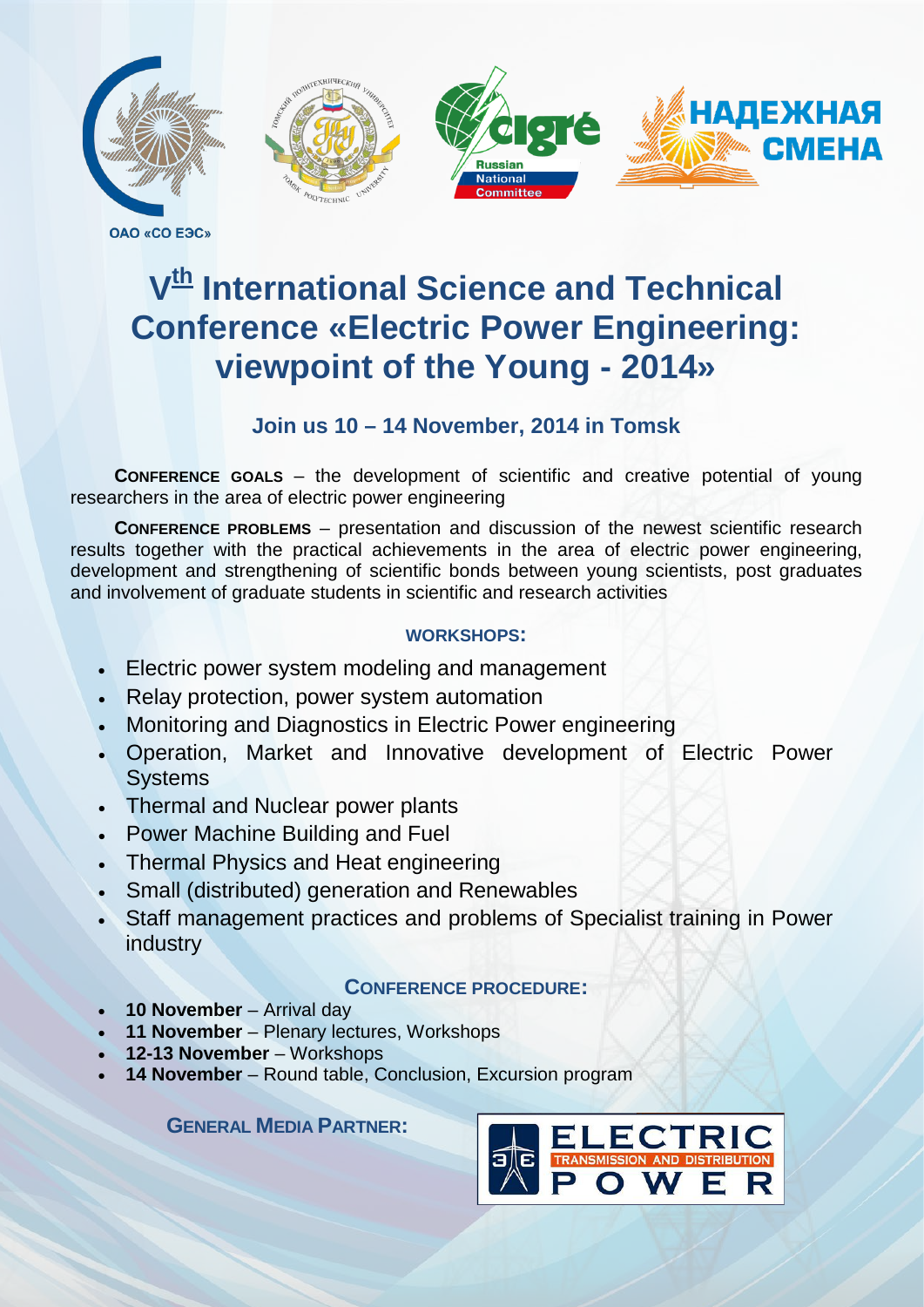ОАО «СО ЕЭС»

НАДЕЖНАЯ СМЕНА

# V[th] International Science and Technical Conference «Electric Power Engineering: viewpoint of the Young - 2014»

## Join us 10 – 14 November, 2014 in Tomsk

**CONFERENCE GOALS** – the development of scientific and creative potential of young researchers in the area of electric power engineering

**CONFERENCE PROBLEMS** – presentation and discussion of the newest scientific research results together with the practical achievements in the area of electric power engineering, development and strengthening of scientific bonds between young scientists, post graduates and involvement of graduate students in scientific and research activities

### WORKSHOPS:

- Electric power system modeling and management
- Relay protection, power system automation
- Monitoring and Diagnostics in Electric Power engineering
- Operation, Market and Innovative development of Electric Power Systems
- Thermal and Nuclear power plants
- Power Machine Building and Fuel
- Thermal Physics and Heat engineering
- Small (distributed) generation and Renewables
- Staff management practices and problems of Specialist training in Power industry

### CONFERENCE PROCEDURE:

- **10 November** – Arrival day
- **11 November** – Plenary lectures, Workshops
- **12-13 November** – Workshops
- **14 November** – Round table, Conclusion, Excursion program

### GENERAL MEDIA PARTNER:

ELECTRIC TRANSMISSION AND DISTRIBUTION POWER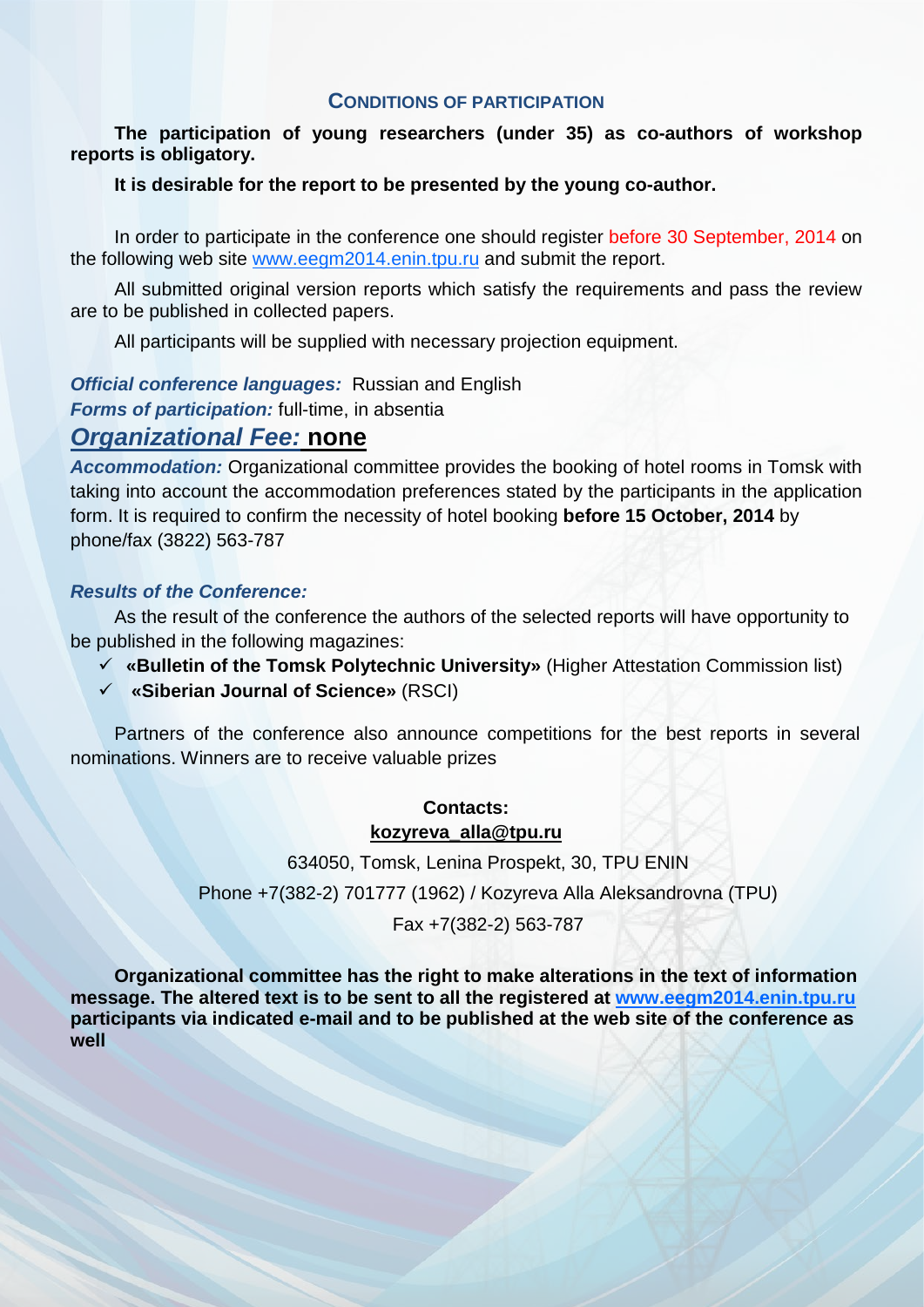## CONDITIONS OF PARTICIPATION

**The participation of young researchers (under 35) as co-authors of workshop reports is obligatory.**

**It is desirable for the report to be presented by the young co-author.**

In order to participate in the conference one should register before 30 September, 2014 on the following web site www.eegm2014.enin.tpu.ru and submit the report.

All submitted original version reports which satisfy the requirements and pass the review are to be published in collected papers.

All participants will be supplied with necessary projection equipment.

***Official conference languages:*** Russian and English

***Forms of participation:*** full-time, in absentia

## ***Organizational Fee:*** **none**

***Accommodation:*** Organizational committee provides the booking of hotel rooms in Tomsk with taking into account the accommodation preferences stated by the participants in the application form. It is required to confirm the necessity of hotel booking **before 15 October, 2014** by phone/fax (3822) 563-787

***Results of the Conference:***

As the result of the conference the authors of the selected reports will have opportunity to be published in the following magazines:

- ✓ **«Bulletin of the Tomsk Polytechnic University»** (Higher Attestation Commission list)
- ✓ **«Siberian Journal of Science»** (RSCI)

Partners of the conference also announce competitions for the best reports in several nominations. Winners are to receive valuable prizes

**Contacts:**

**kozyreva_alla@tpu.ru**

634050, Tomsk, Lenina Prospekt, 30, TPU ENIN

Phone +7(382-2) 701777 (1962) / Kozyreva Alla Aleksandrovna (TPU)

Fax +7(382-2) 563-787

**Organizational committee has the right to make alterations in the text of information message. The altered text is to be sent to all the registered at www.eegm2014.enin.tpu.ru participants via indicated e-mail and to be published at the web site of the conference as well**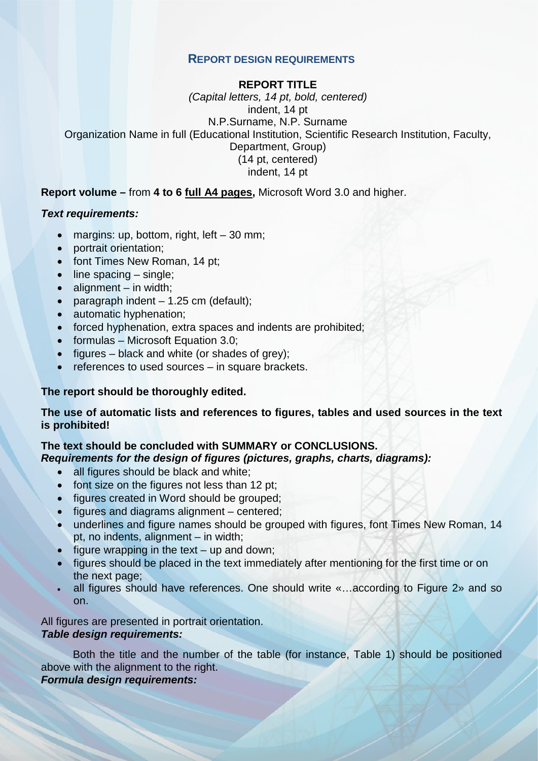## REPORT DESIGN REQUIREMENTS

**REPORT TITLE**

*(Capital letters, 14 pt, bold, centered)*

indent, 14 pt

N.P.Surname, N.P. Surname

Organization Name in full (Educational Institution, Scientific Research Institution, Faculty, Department, Group)

(14 pt, centered)

indent, 14 pt

**Report volume –** from **4 to 6 full A4 pages,** Microsoft Word 3.0 and higher.

***Text requirements:***

- margins: up, bottom, right, left – 30 mm;
- portrait orientation;
- font Times New Roman, 14 pt;
- line spacing – single;
- alignment – in width;
- paragraph indent – 1.25 cm (default);
- automatic hyphenation;
- forced hyphenation, extra spaces and indents are prohibited;
- formulas – Microsoft Equation 3.0;
- figures – black and white (or shades of grey);
- references to used sources – in square brackets.

**The report should be thoroughly edited.**

**The use of automatic lists and references to figures, tables and used sources in the text is prohibited!**

**The text should be concluded with SUMMARY or CONCLUSIONS.**

***Requirements for the design of figures (pictures, graphs, charts, diagrams):***

- all figures should be black and white;
- font size on the figures not less than 12 pt;
- figures created in Word should be grouped;
- figures and diagrams alignment – centered;
- underlines and figure names should be grouped with figures, font Times New Roman, 14 pt, no indents, alignment – in width;
- figure wrapping in the text – up and down;
- figures should be placed in the text immediately after mentioning for the first time or on the next page;
- all figures should have references. One should write «…according to Figure 2» and so on.

All figures are presented in portrait orientation.

***Table design requirements:***

Both the title and the number of the table (for instance, Table 1) should be positioned above with the alignment to the right.

***Formula design requirements:***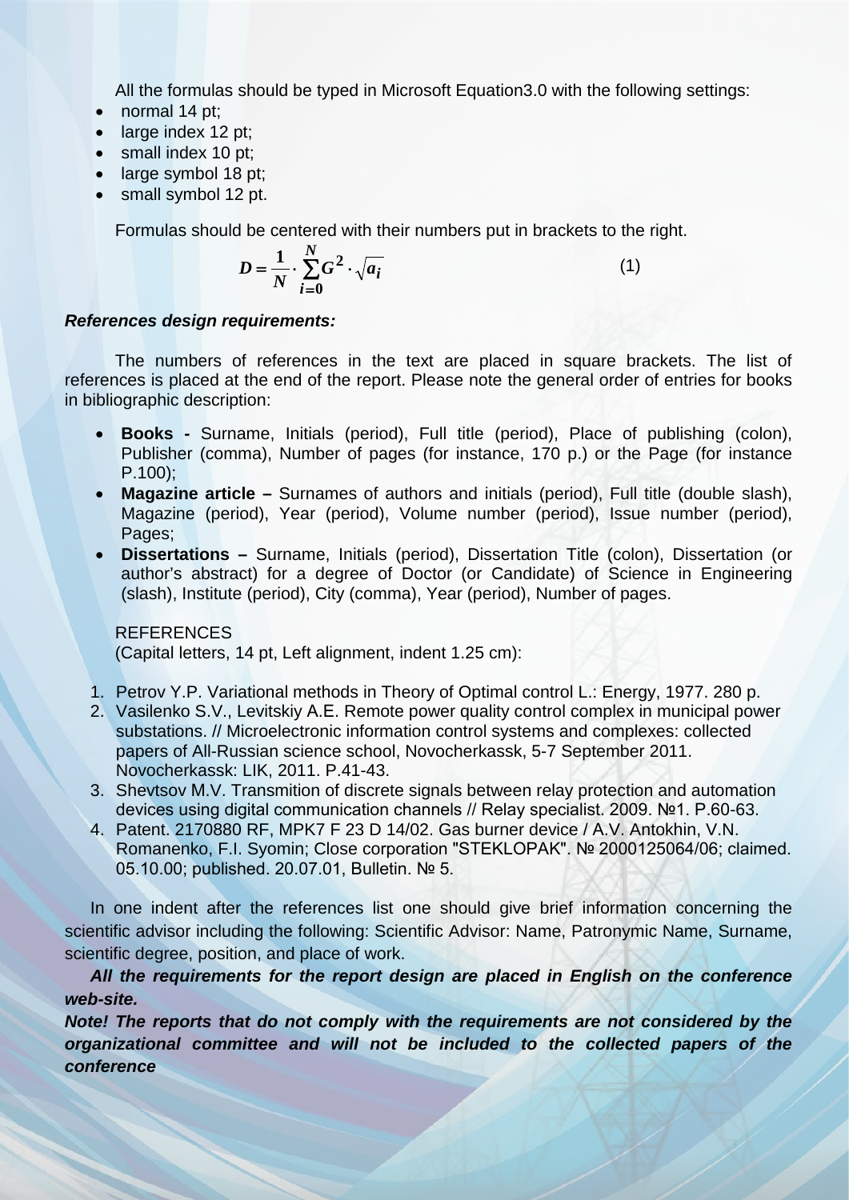All the formulas should be typed in Microsoft Equation3.0 with the following settings:

- normal 14 pt;
- large index 12 pt;
- small index 10 pt;
- large symbol 18 pt;
- small symbol 12 pt.

Formulas should be centered with their numbers put in brackets to the right.

$$D = \frac{1}{N} \cdot \sum_{i=0}^{N} G^2 \cdot \sqrt{a_i} \tag{1}$$

***References design requirements:***

The numbers of references in the text are placed in square brackets. The list of references is placed at the end of the report. Please note the general order of entries for books in bibliographic description:

- **Books -** Surname, Initials (period), Full title (period), Place of publishing (colon), Publisher (comma), Number of pages (for instance, 170 p.) or the Page (for instance P.100);
- **Magazine article –** Surnames of authors and initials (period), Full title (double slash), Magazine (period), Year (period), Volume number (period), Issue number (period), Pages;
- **Dissertations –** Surname, Initials (period), Dissertation Title (colon), Dissertation (or author's abstract) for a degree of Doctor (or Candidate) of Science in Engineering (slash), Institute (period), City (comma), Year (period), Number of pages.

REFERENCES
(Capital letters, 14 pt, Left alignment, indent 1.25 cm):

1. Petrov Y.P. Variational methods in Theory of Optimal control L.: Energy, 1977. 280 p.
2. Vasilenko S.V., Levitskiy A.E. Remote power quality control complex in municipal power substations. // Microelectronic information control systems and complexes: collected papers of All-Russian science school, Novocherkassk, 5-7 September 2011. Novocherkassk: LIK, 2011. P.41-43.
3. Shevtsov M.V. Transmition of discrete signals between relay protection and automation devices using digital communication channels // Relay specialist. 2009. №1. P.60-63.
4. Patent. 2170880 RF, MPK7 F 23 D 14/02. Gas burner device / A.V. Antokhin, V.N. Romanenko, F.I. Syomin; Close corporation "STEKLOPAK". № 2000125064/06; claimed. 05.10.00; published. 20.07.01, Bulletin. № 5.

In one indent after the references list one should give brief information concerning the scientific advisor including the following: Scientific Advisor: Name, Patronymic Name, Surname, scientific degree, position, and place of work.

***All the requirements for the report design are placed in English on the conference web-site.***

***Note! The reports that do not comply with the requirements are not considered by the organizational committee and will not be included to the collected papers of the conference***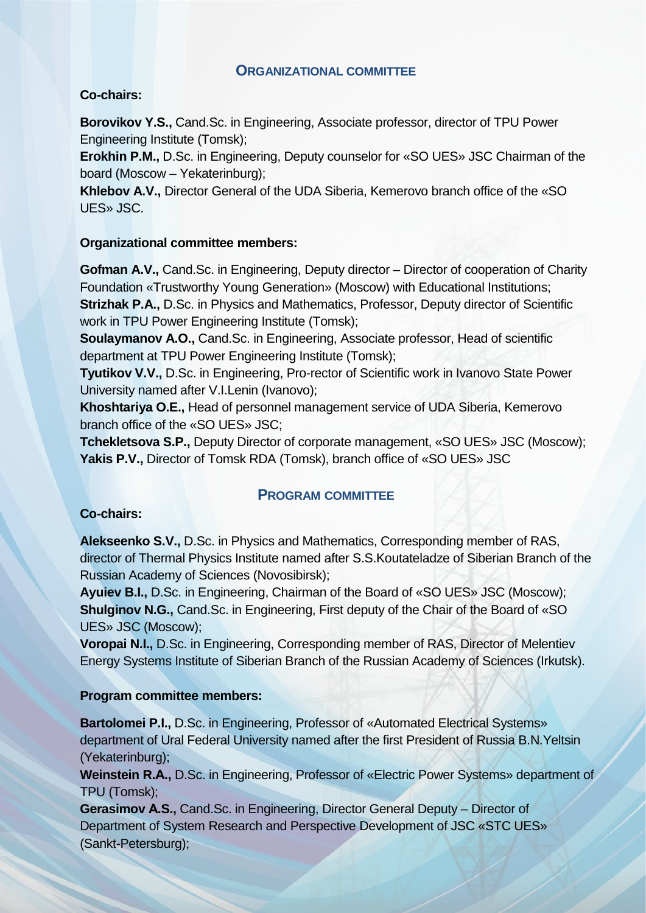## ORGANIZATIONAL COMMITTEE

**Co-chairs:**

**Borovikov Y.S.,** Cand.Sc. in Engineering, Associate professor, director of TPU Power Engineering Institute (Tomsk);
**Erokhin P.M.,** D.Sc. in Engineering, Deputy counselor for «SO UES» JSC Chairman of the board (Moscow – Yekaterinburg);
**Khlebov A.V.,** Director General of the UDA Siberia, Kemerovo branch office of the «SO UES» JSC.

**Organizational committee members:**

**Gofman A.V.,** Cand.Sc. in Engineering, Deputy director – Director of cooperation of Charity Foundation «Trustworthy Young Generation» (Moscow) with Educational Institutions;
**Strizhak P.A.,** D.Sc. in Physics and Mathematics, Professor, Deputy director of Scientific work in TPU Power Engineering Institute (Tomsk);
**Soulaymanov A.O.,** Cand.Sc. in Engineering, Associate professor, Head of scientific department at TPU Power Engineering Institute (Tomsk);
**Tyutikov V.V.,** D.Sc. in Engineering, Pro-rector of Scientific work in Ivanovo State Power University named after V.I.Lenin (Ivanovo);
**Khoshtariya O.E.,** Head of personnel management service of UDA Siberia, Kemerovo branch office of the «SO UES» JSC;
**Tchekletsova S.P.,** Deputy Director of corporate management, «SO UES» JSC (Moscow);
**Yakis P.V.,** Director of Tomsk RDA (Tomsk), branch office of «SO UES» JSC

## PROGRAM COMMITTEE

**Co-chairs:**

**Alekseenko S.V.,** D.Sc. in Physics and Mathematics, Corresponding member of RAS, director of Thermal Physics Institute named after S.S.Koutateladze of Siberian Branch of the Russian Academy of Sciences (Novosibirsk);
**Ayuiev B.I.,** D.Sc. in Engineering, Chairman of the Board of «SO UES» JSC (Moscow);
**Shulginov N.G.,** Cand.Sc. in Engineering, First deputy of the Chair of the Board of «SO UES» JSC (Moscow);
**Voropai N.I.,** D.Sc. in Engineering, Corresponding member of RAS, Director of Melentiev Energy Systems Institute of Siberian Branch of the Russian Academy of Sciences (Irkutsk).

**Program committee members:**

**Bartolomei P.I.,** D.Sc. in Engineering, Professor of «Automated Electrical Systems» department of Ural Federal University named after the first President of Russia B.N.Yeltsin (Yekaterinburg);
**Weinstein R.A.,** D.Sc. in Engineering, Professor of «Electric Power Systems» department of TPU (Tomsk);
**Gerasimov A.S.,** Cand.Sc. in Engineering, Director General Deputy – Director of Department of System Research and Perspective Development of JSC «STC UES» (Sankt-Petersburg);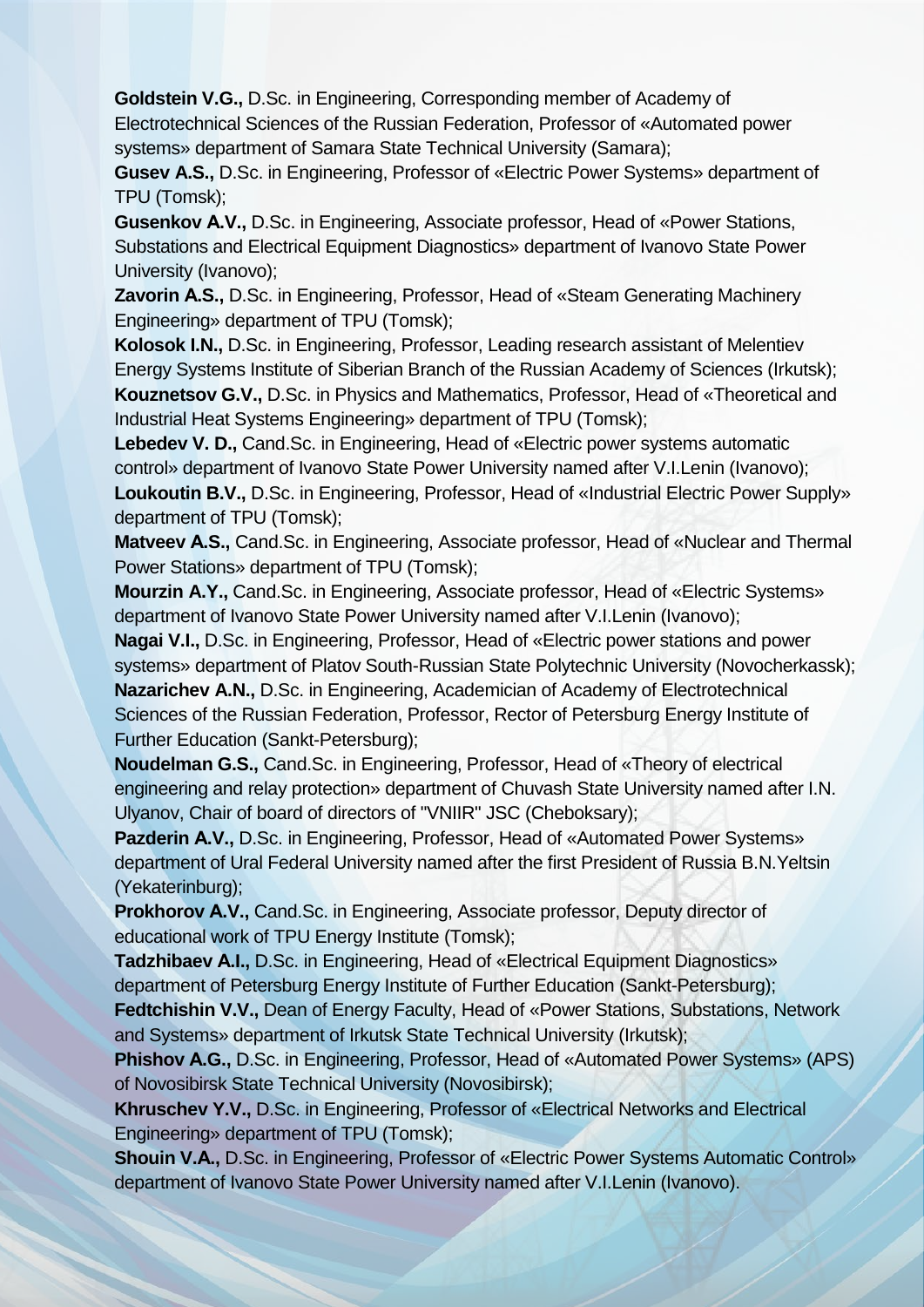**Goldstein V.G.,** D.Sc. in Engineering, Corresponding member of Academy of Electrotechnical Sciences of the Russian Federation, Professor of «Automated power systems» department of Samara State Technical University (Samara);

**Gusev A.S.,** D.Sc. in Engineering, Professor of «Electric Power Systems» department of TPU (Tomsk);

**Gusenkov A.V.,** D.Sc. in Engineering, Associate professor, Head of «Power Stations, Substations and Electrical Equipment Diagnostics» department of Ivanovo State Power University (Ivanovo);

**Zavorin A.S.,** D.Sc. in Engineering, Professor, Head of «Steam Generating Machinery Engineering» department of TPU (Tomsk);

**Kolosok I.N.,** D.Sc. in Engineering, Professor, Leading research assistant of Melentiev Energy Systems Institute of Siberian Branch of the Russian Academy of Sciences (Irkutsk);

**Kouznetsov G.V.,** D.Sc. in Physics and Mathematics, Professor, Head of «Theoretical and Industrial Heat Systems Engineering» department of TPU (Tomsk);

**Lebedev V. D.,** Cand.Sc. in Engineering, Head of «Electric power systems automatic control» department of Ivanovo State Power University named after V.I.Lenin (Ivanovo);

**Loukoutin B.V.,** D.Sc. in Engineering, Professor, Head of «Industrial Electric Power Supply» department of TPU (Tomsk);

**Matveev A.S.,** Cand.Sc. in Engineering, Associate professor, Head of «Nuclear and Thermal Power Stations» department of TPU (Tomsk);

**Mourzin A.Y.,** Cand.Sc. in Engineering, Associate professor, Head of «Electric Systems» department of Ivanovo State Power University named after V.I.Lenin (Ivanovo);

**Nagai V.I.,** D.Sc. in Engineering, Professor, Head of «Electric power stations and power systems» department of Platov South-Russian State Polytechnic University (Novocherkassk);

**Nazarichev A.N.,** D.Sc. in Engineering, Academician of Academy of Electrotechnical Sciences of the Russian Federation, Professor, Rector of Petersburg Energy Institute of Further Education (Sankt-Petersburg);

**Noudelman G.S.,** Cand.Sc. in Engineering, Professor, Head of «Theory of electrical engineering and relay protection» department of Chuvash State University named after I.N. Ulyanov, Chair of board of directors of "VNIIR" JSC (Cheboksary);

**Pazderin A.V.,** D.Sc. in Engineering, Professor, Head of «Automated Power Systems» department of Ural Federal University named after the first President of Russia B.N.Yeltsin (Yekaterinburg);

**Prokhorov A.V.,** Cand.Sc. in Engineering, Associate professor, Deputy director of educational work of TPU Energy Institute (Tomsk);

**Tadzhibaev A.I.,** D.Sc. in Engineering, Head of «Electrical Equipment Diagnostics» department of Petersburg Energy Institute of Further Education (Sankt-Petersburg);

**Fedtchishin V.V.,** Dean of Energy Faculty, Head of «Power Stations, Substations, Network and Systems» department of Irkutsk State Technical University (Irkutsk);

**Phishov A.G.,** D.Sc. in Engineering, Professor, Head of «Automated Power Systems» (APS) of Novosibirsk State Technical University (Novosibirsk);

**Khruschev Y.V.,** D.Sc. in Engineering, Professor of «Electrical Networks and Electrical Engineering» department of TPU (Tomsk);

**Shouin V.A.,** D.Sc. in Engineering, Professor of «Electric Power Systems Automatic Control» department of Ivanovo State Power University named after V.I.Lenin (Ivanovo).